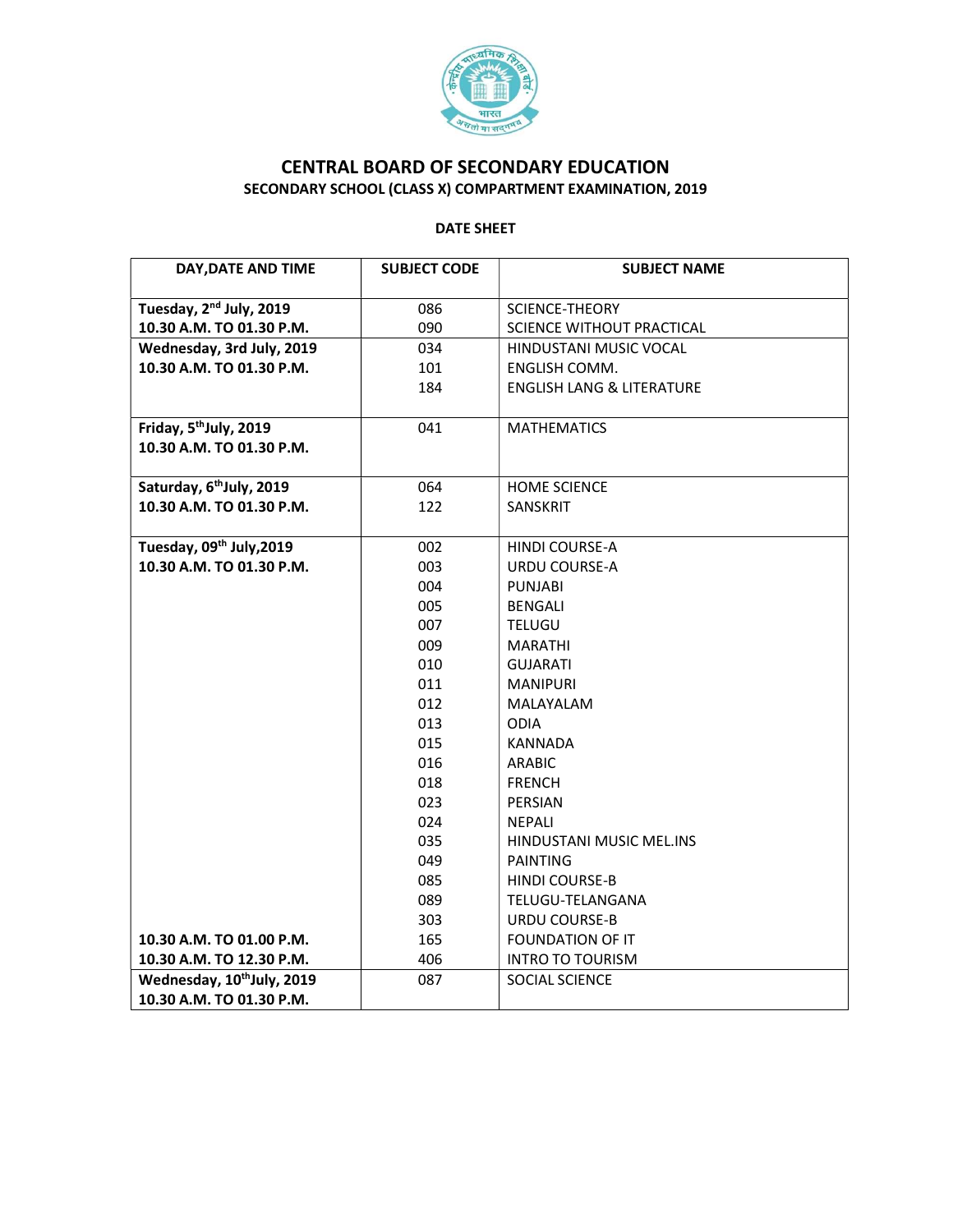# CENTRAL BOARD OF SECONDARY EDUCATION

## SECONDARY SCHOOL (CLASS X) COMPARTMENT EXAMINATION, 2019

### DATE SHEET

| DAY,DATE AND TIME | SUBJECT CODE | SUBJECT NAME |
|---|---|---|
| **Tuesday, 2nd July, 2019** **10.30 A.M. TO 01.30 P.M.** | 086 | SCIENCE-THEORY |
| | 090 | SCIENCE WITHOUT PRACTICAL |
| **Wednesday, 3rd July, 2019** **10.30 A.M. TO 01.30 P.M.** | 034 | HINDUSTANI MUSIC VOCAL |
| | 101 | ENGLISH COMM. |
| | 184 | ENGLISH LANG & LITERATURE |
| **Friday, 5thJuly, 2019** **10.30 A.M. TO 01.30 P.M.** | 041 | MATHEMATICS |
| **Saturday, 6thJuly, 2019** **10.30 A.M. TO 01.30 P.M.** | 064 | HOME SCIENCE |
| | 122 | SANSKRIT |
| **Tuesday, 09th July,2019** **10.30 A.M. TO 01.30 P.M.** | 002 | HINDI COURSE-A |
| | 003 | URDU COURSE-A |
| | 004 | PUNJABI |
| | 005 | BENGALI |
| | 007 | TELUGU |
| | 009 | MARATHI |
| | 010 | GUJARATI |
| | 011 | MANIPURI |
| | 012 | MALAYALAM |
| | 013 | ODIA |
| | 015 | KANNADA |
| | 016 | ARABIC |
| | 018 | FRENCH |
| | 023 | PERSIAN |
| | 024 | NEPALI |
| | 035 | HINDUSTANI MUSIC MEL.INS |
| | 049 | PAINTING |
| | 085 | HINDI COURSE-B |
| | 089 | TELUGU-TELANGANA |
| | 303 | URDU COURSE-B |
| **10.30 A.M. TO 01.00 P.M.** | 165 | FOUNDATION OF IT |
| **10.30 A.M. TO 12.30 P.M.** | 406 | INTRO TO TOURISM |
| **Wednesday, 10thJuly, 2019** **10.30 A.M. TO 01.30 P.M.** | 087 | SOCIAL SCIENCE |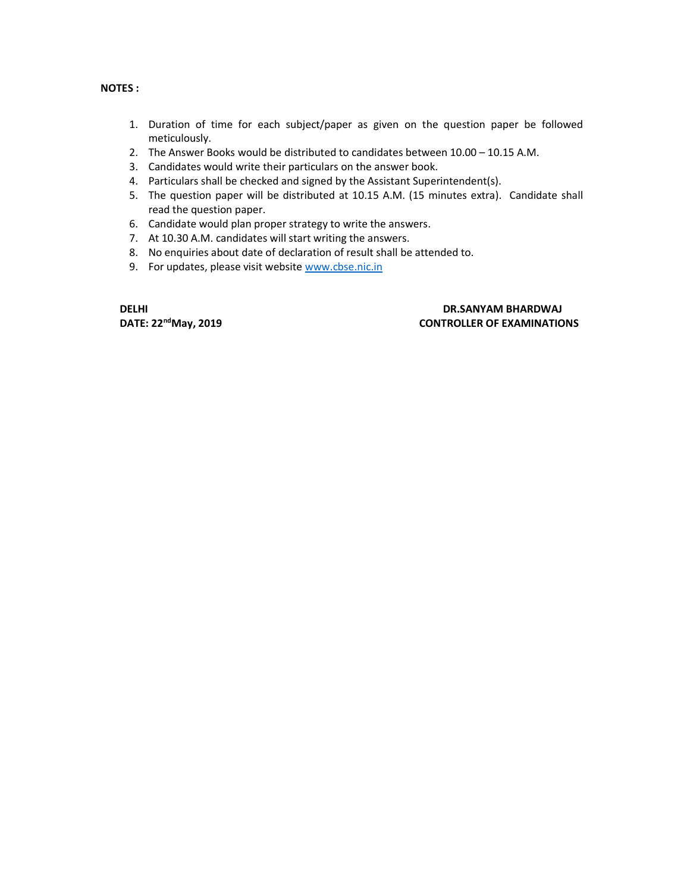**NOTES :**

1. Duration of time for each subject/paper as given on the question paper be followed meticulously.
2. The Answer Books would be distributed to candidates between 10.00 – 10.15 A.M.
3. Candidates would write their particulars on the answer book.
4. Particulars shall be checked and signed by the Assistant Superintendent(s).
5. The question paper will be distributed at 10.15 A.M. (15 minutes extra). Candidate shall read the question paper.
6. Candidate would plan proper strategy to write the answers.
7. At 10.30 A.M. candidates will start writing the answers.
8. No enquiries about date of declaration of result shall be attended to.
9. For updates, please visit website [www.cbse.nic.in](http://www.cbse.nic.in)

**DELHI**
**DATE: 22nd May, 2019**

**DR.SANYAM BHARDWAJ**
**CONTROLLER OF EXAMINATIONS**